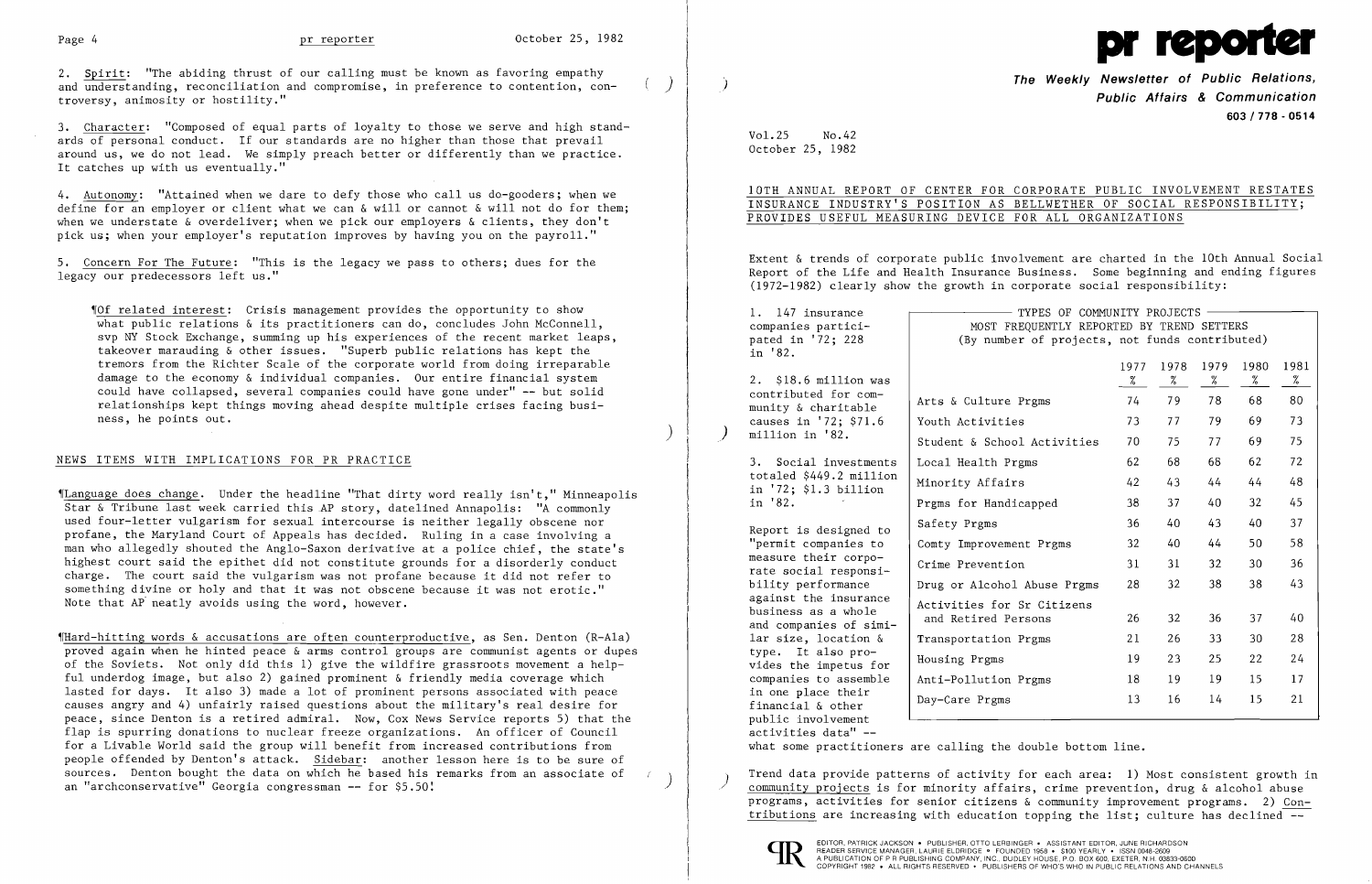2. Spirit: "The abiding thrust of our calling must be known as favoring empathy and understanding, reconciliation and compromise, in preference to contention, controversy, animosity or hostility."

3. Character: "Composed of equal parts of loyalty to those we serve and high standards of personal conduct. If our standards are no higher than those that prevail around us, we do not lead. We simply preach better or differently than we practice. It catches up with us eventually."

4. Autonomy: "Attained when we dare to defy those who call us do-gooders; when we define for an employer or client what we can & will or cannot & will not do for them; when we understate & overdeliver; when we pick our employers & clients, they don't pick us; when your employer's reputation improves by having you on the payroll."

5. Concern For The Future: "This is the legacy we pass to others; dues for the legacy our predecessors left us."

¶Of related interest: Crisis management provides the opportunity to show what public relations & its practitioners can do, concludes John McConnell, svp NY Stock Exchange, summing up his experiences of the recent market leaps, takeover marauding & other issues. "Superb public relations has kept the tremors from the Richter Scale of the corporate world from doing irreparable damage to the economy & individual companies. Our entire financial system could have collapsed, several companies could have gone under" -- but solid relationships kept things moving ahead despite multiple crises facing business, he points out.

## NEWS ITEMS WITH IMPLICATIONS FOR PR PRACTICE

¶Language does change. Under the headline "That dirty word really isn't," Minneapolis Star & Tribune last week carried this AP story, datelined Annapolis: "A commonly used four-letter vulgarism for sexual intercourse is neither legally obscene nor profane, the Maryland Court of Appeals has decided. Ruling in a case involving a man who allegedly shouted the Anglo-Saxon derivative at a police chief, the state's highest court said the epithet did not constitute grounds for a disorderly conduct charge. The court said the vulgarism was not profane because it did not refer to something divine or holy and that it was not obscene because it was not erotic." Note that AP neatly avoids using the word, however.

¶Hard-hitting words & accusations are often counterproductive, as Sen. Denton (R-Ala) proved again when he hinted peace & arms control groups are communist agents or dupes of the Soviets. Not only did this 1) give the wildfire grassroots movement a helpful underdog image, but also 2) gained prominent & friendly media coverage which lasted for days. It also 3) made a lot of prominent persons associated with peace causes angry and 4) unfairly raised questions about the military's real desire for peace, since Denton is a retired admiral. Now, Cox News Service reports 5) that the flap is spurring donations to nuclear freeze organizations. An officer of Council for a Livable World said the group will benefit from increased contributions from people offended by Denton's attack. Sidebar: another lesson here is to be sure of sources. Denton bought the data on which he based his remarks from an associate of an "archconservative" Georgia congressman -- for $5.50!

# pr reporter

**The Weekly Newsletter of Public Relations, Public Affairs & Communication**

**603 / 778 - 0514**

Vol.25 No.42
October 25, 1982

## 10TH ANNUAL REPORT OF CENTER FOR CORPORATE PUBLIC INVOLVEMENT RESTATES INSURANCE INDUSTRY'S POSITION AS BELLWETHER OF SOCIAL RESPONSIBILITY; PROVIDES USEFUL MEASURING DEVICE FOR ALL ORGANIZATIONS

Extent & trends of corporate public involvement are charted in the 10th Annual Social Report of the Life and Health Insurance Business. Some beginning and ending figures (1972-1982) clearly show the growth in corporate social responsibility:

1. 147 insurance companies participated in '72; 228 in '82.

2. $18.6 million was contributed for community & charitable causes in '72; $71.6 million in '82.

3. Social investments totaled $449.2 million in '72; $1.3 billion in '82.

Report is designed to "permit companies to measure their corporate social responsibility performance against the insurance business as a whole and companies of similar size, location & type. It also provides the impetus for companies to assemble in one place their financial & other public involvement activities data" -- what some practitioners are calling the double bottom line.

TYPES OF COMMUNITY PROJECTS MOST FREQUENTLY REPORTED BY TREND SETTERS (By number of projects, not funds contributed)

| | 1977 % | 1978 % | 1979 % | 1980 % | 1981 % |
|---|---|---|---|---|---|
| Arts & Culture Prgms | 74 | 79 | 78 | 68 | 80 |
| Youth Activities | 73 | 77 | 79 | 69 | 73 |
| Student & School Activities | 70 | 75 | 77 | 69 | 75 |
| Local Health Prgms | 62 | 68 | 68 | 62 | 72 |
| Minority Affairs | 42 | 43 | 44 | 44 | 48 |
| Prgms for Handicapped | 38 | 37 | 40 | 32 | 45 |
| Safety Prgms | 36 | 40 | 43 | 40 | 37 |
| Comty Improvement Prgms | 32 | 40 | 44 | 50 | 58 |
| Crime Prevention | 31 | 31 | 32 | 30 | 36 |
| Drug or Alcohol Abuse Prgms | 28 | 32 | 38 | 38 | 43 |
| Activities for Sr Citizens and Retired Persons | 26 | 32 | 36 | 37 | 40 |
| Transportation Prgms | 21 | 26 | 33 | 30 | 28 |
| Housing Prgms | 19 | 23 | 25 | 22 | 24 |
| Anti-Pollution Prgms | 18 | 19 | 19 | 15 | 17 |
| Day-Care Prgms | 13 | 16 | 14 | 15 | 21 |

Trend data provide patterns of activity for each area: 1) Most consistent growth in community projects is for minority affairs, crime prevention, drug & alcohol abuse programs, activities for senior citizens & community improvement programs. 2) Contributions are increasing with education topping the list; culture has declined --

EDITOR, PATRICK JACKSON • PUBLISHER, OTTO LERBINGER • ASSISTANT EDITOR, JUNE RICHARDSON
READER SERVICE MANAGER, LAURIE ELDRIDGE • FOUNDED 1958 • $100 YEARLY • ISSN 0048-2609
A PUBLICATION OF P R PUBLISHING COMPANY, INC., DUDLEY HOUSE, P.O. BOX 600, EXETER, N.H. 03833-0600
COPYRIGHT 1982 • ALL RIGHTS RESERVED • PUBLISHERS OF WHO'S WHO IN PUBLIC RELATIONS AND CHANNELS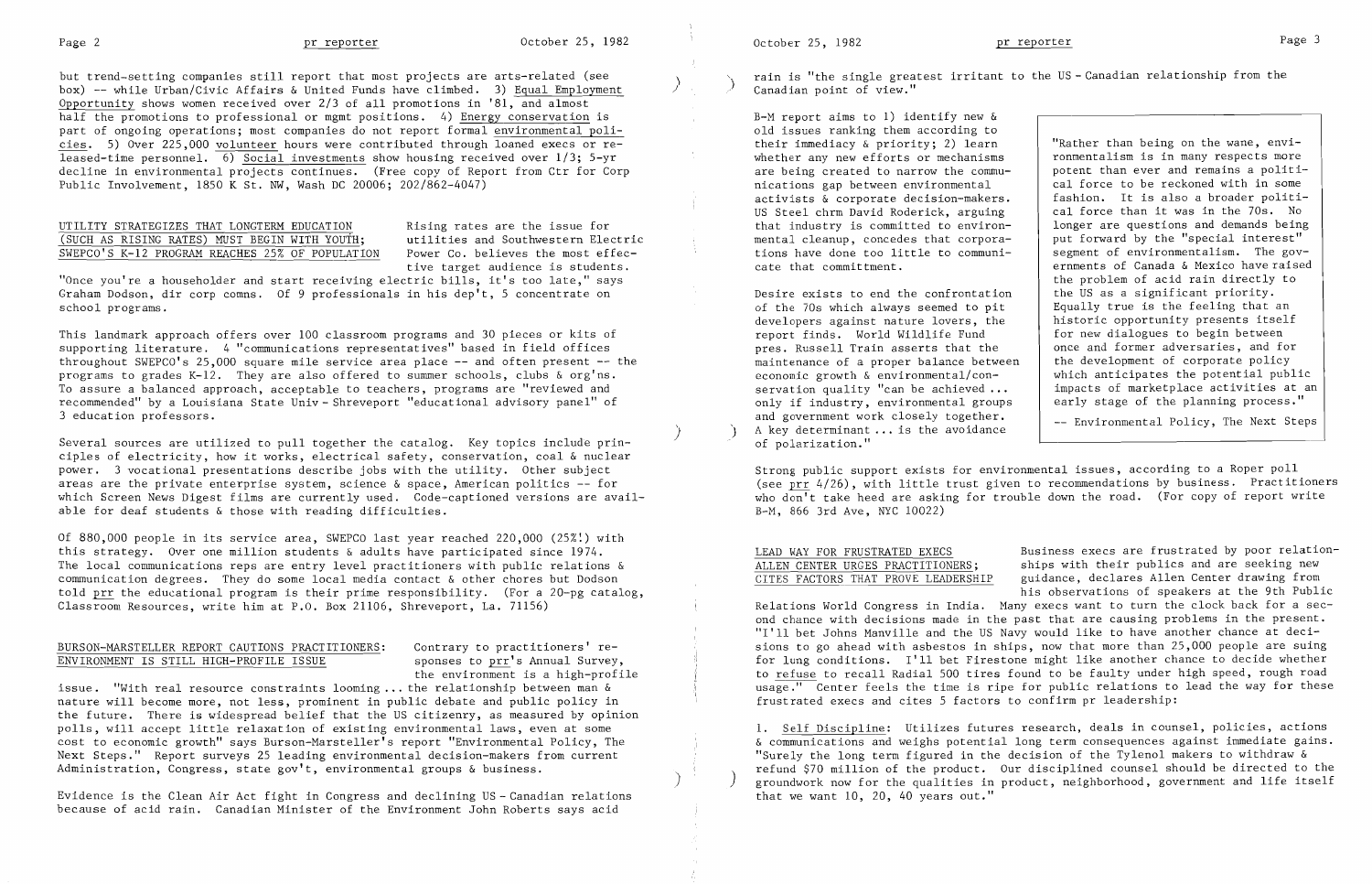but trend-setting companies still report that most projects are arts-related (see box) -- while Urban/Civic Affairs & United Funds have climbed. 3) Equal Employment Opportunity shows women received over 2/3 of all promotions in '81, and almost half the promotions to professional or mgmt positions. 4) Energy conservation is part of ongoing operations; most companies do not report formal environmental policies. 5) Over 225,000 volunteer hours were contributed through loaned execs or released-time personnel. 6) Social investments show housing received over 1/3; 5-yr decline in environmental projects continues. (Free copy of Report from Ctr for Corp Public Involvement, 1850 K St. NW, Wash DC 20006; 202/862-4047)

## UTILITY STRATEGIZES THAT LONGTERM EDUCATION (SUCH AS RISING RATES) MUST BEGIN WITH YOUTH; SWEPCO'S K-12 PROGRAM REACHES 25% OF POPULATION

Rising rates are the issue for utilities and Southwestern Electric Power Co. believes the most effective target audience is students. "Once you're a householder and start receiving electric bills, it's too late," says Graham Dodson, dir corp comns. Of 9 professionals in his dep't, 5 concentrate on school programs.

This landmark approach offers over 100 classroom programs and 30 pieces or kits of supporting literature. 4 "communications representatives" based in field offices throughout SWEPCO's 25,000 square mile service area place -- and often present -- the programs to grades K-12. They are also offered to summer schools, clubs & org'ns. To assure a balanced approach, acceptable to teachers, programs are "reviewed and recommended" by a Louisiana State Univ - Shreveport "educational advisory panel" of 3 education professors.

Several sources are utilized to pull together the catalog. Key topics include principles of electricity, how it works, electrical safety, conservation, coal & nuclear power. 3 vocational presentations describe jobs with the utility. Other subject areas are the private enterprise system, science & space, American politics -- for which Screen News Digest films are currently used. Code-captioned versions are available for deaf students & those with reading difficulties.

Of 880,000 people in its service area, SWEPCO last year reached 220,000 (25%!) with this strategy. Over one million students & adults have participated since 1974. The local communications reps are entry level practitioners with public relations & communication degrees. They do some local media contact & other chores but Dodson told prr the educational program is their prime responsibility. (For a 20-pg catalog, Classroom Resources, write him at P.O. Box 21106, Shreveport, La. 71156)

## BURSON-MARSTELLER REPORT CAUTIONS PRACTITIONERS: ENVIRONMENT IS STILL HIGH-PROFILE ISSUE

Contrary to practitioners' responses to prr's Annual Survey, the environment is a high-profile issue. "With real resource constraints looming ... the relationship between man & nature will become more, not less, prominent in public debate and public policy in the future. There is widespread belief that the US citizenry, as measured by opinion polls, will accept little relaxation of existing environmental laws, even at some cost to economic growth" says Burson-Marsteller's report "Environmental Policy, The Next Steps." Report surveys 25 leading environmental decision-makers from current Administration, Congress, state gov't, environmental groups & business.

Evidence is the Clean Air Act fight in Congress and declining US - Canadian relations because of acid rain. Canadian Minister of the Environment John Roberts says acid rain is "the single greatest irritant to the US - Canadian relationship from the Canadian point of view."

B-M report aims to 1) identify new & old issues ranking them according to their immediacy & priority; 2) learn whether any new efforts or mechanisms are being created to narrow the communications gap between environmental activists & corporate decision-makers. US Steel chrm David Roderick, arguing that industry is committed to environmental cleanup, concedes that corporations have done too little to communicate that committment.

Desire exists to end the confrontation of the 70s which always seemed to pit developers against nature lovers, the report finds. World Wildlife Fund pres. Russell Train asserts that the maintenance of a proper balance between economic growth & environmental/conservation quality "can be achieved ... only if industry, environmental groups and government work closely together. A key determinant ... is the avoidance of polarization."

> "Rather than being on the wane, environmentalism is in many respects more potent than ever and remains a political force to be reckoned with in some fashion. It is also a broader political force than it was in the 70s. No longer are questions and demands being put forward by the "special interest" segment of environmentalism. The governments of Canada & Mexico have raised the problem of acid rain directly to the US as a significant priority. Equally true is the feeling that an historic opportunity presents itself for new dialogues to begin between once and former adversaries, and for the development of corporate policy which anticipates the potential public impacts of marketplace activities at an early stage of the planning process."
>
> -- Environmental Policy, The Next Steps

Strong public support exists for environmental issues, according to a Roper poll (see prr 4/26), with little trust given to recommendations by business. Practitioners who don't take heed are asking for trouble down the road. (For copy of report write B-M, 866 3rd Ave, NYC 10022)

## LEAD WAY FOR FRUSTRATED EXECS ALLEN CENTER URGES PRACTITIONERS; CITES FACTORS THAT PROVE LEADERSHIP

Business execs are frustrated by poor relationships with their publics and are seeking new guidance, declares Allen Center drawing from his observations of speakers at the 9th Public Relations World Congress in India. Many execs want to turn the clock back for a second chance with decisions made in the past that are causing problems in the present. "I'll bet Johns Manville and the US Navy would like to have another chance at decisions to go ahead with asbestos in ships, now that more than 25,000 people are suing for lung conditions. I'll bet Firestone might like another chance to decide whether to refuse to recall Radial 500 tires found to be faulty under high speed, rough road usage." Center feels the time is ripe for public relations to lead the way for these frustrated execs and cites 5 factors to confirm pr leadership:

1. Self Discipline: Utilizes futures research, deals in counsel, policies, actions & communications and weighs potential long term consequences against immediate gains. "Surely the long term figured in the decision of the Tylenol makers to withdraw & refund $70 million of the product. Our disciplined counsel should be directed to the groundwork now for the qualities in product, neighborhood, government and life itself that we want 10, 20, 40 years out."